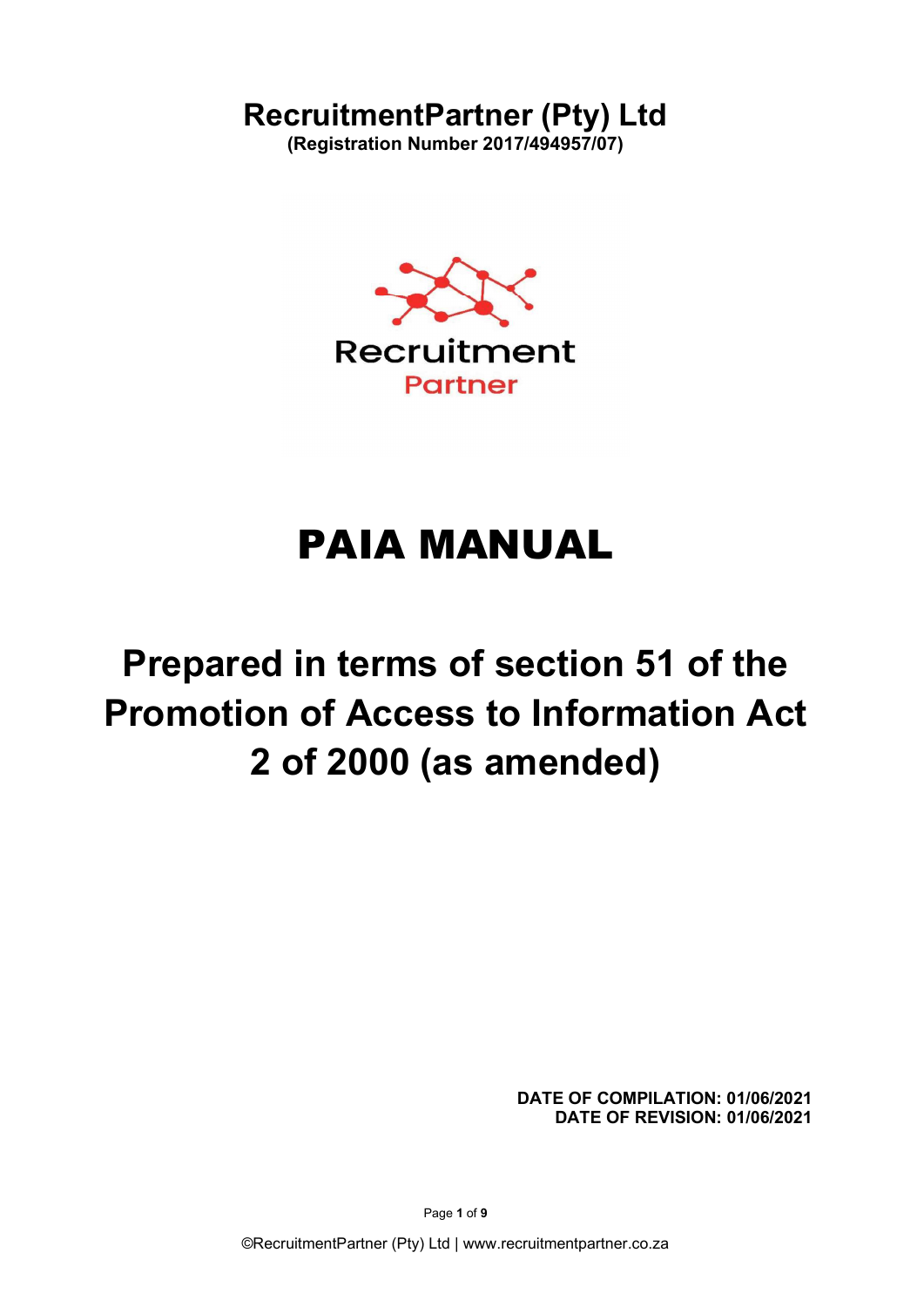# RecruitmentPartner (Pty) Ltd

**(Registration Number 2017/494957/07)**

Recruitment
Partner

# PAIA MANUAL

## Prepared in terms of section 51 of the Promotion of Access to Information Act 2 of 2000 (as amended)

**DATE OF COMPILATION: 01/06/2021**
**DATE OF REVISION: 01/06/2021**

©RecruitmentPartner (Pty) Ltd | www.recruitmentpartner.co.za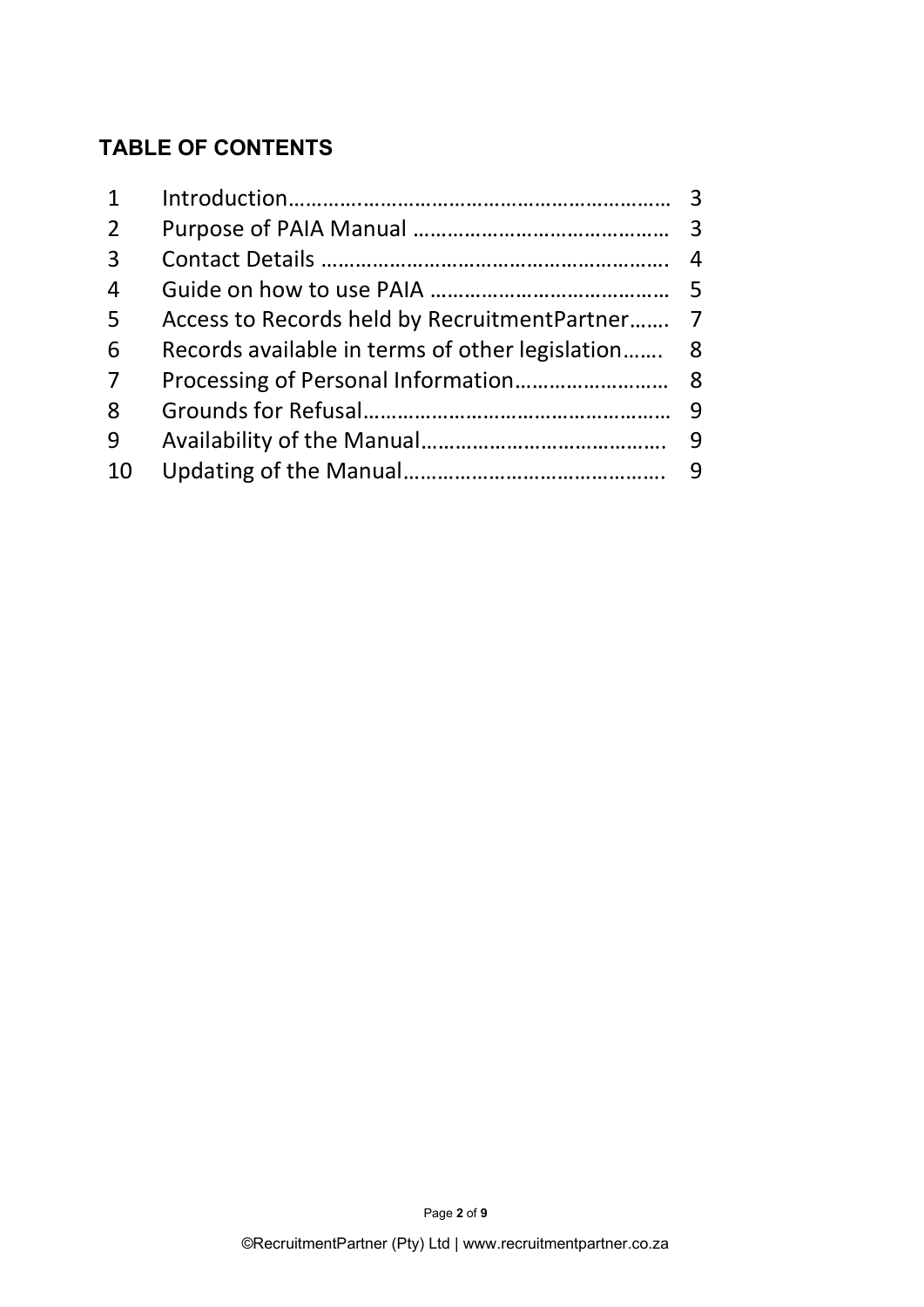## TABLE OF CONTENTS

| | | |
|---|---|---|
| 1 | Introduction………………………………………………………… | 3 |
| 2 | Purpose of PAIA Manual …………………………………… | 3 |
| 3 | Contact Details ………………………………………………. | 4 |
| 4 | Guide on how to use PAIA ………………………………… | 5 |
| 5 | Access to Records held by RecruitmentPartner……. | 7 |
| 6 | Records available in terms of other legislation……. | 8 |
| 7 | Processing of Personal Information……………………… | 8 |
| 8 | Grounds for Refusal……………………………………………… | 9 |
| 9 | Availability of the Manual……………………………………. | 9 |
| 10 | Updating of the Manual………………………………………. | 9 |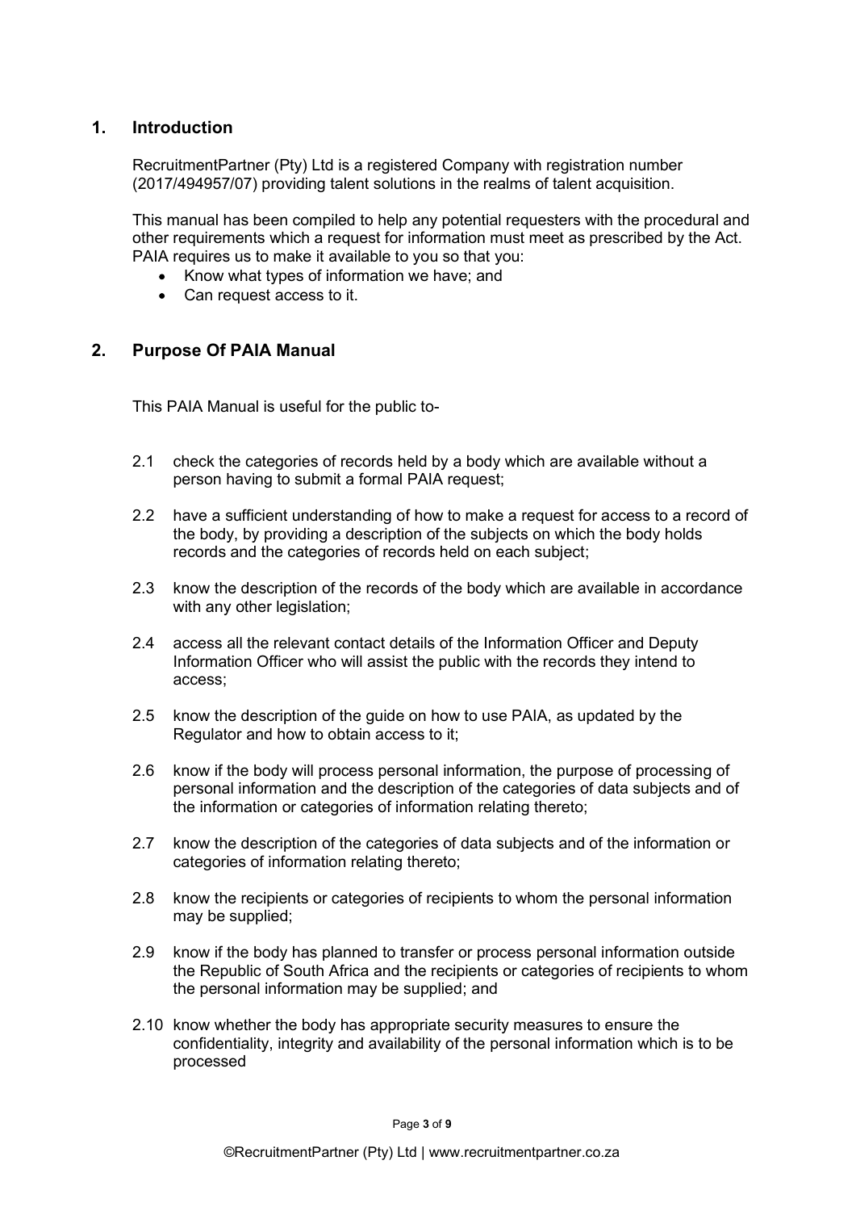## 1. Introduction

RecruitmentPartner (Pty) Ltd is a registered Company with registration number (2017/494957/07) providing talent solutions in the realms of talent acquisition.

This manual has been compiled to help any potential requesters with the procedural and other requirements which a request for information must meet as prescribed by the Act. PAIA requires us to make it available to you so that you:

- Know what types of information we have; and
- Can request access to it.

## 2. Purpose Of PAIA Manual

This PAIA Manual is useful for the public to-

2.1 check the categories of records held by a body which are available without a person having to submit a formal PAIA request;

2.2 have a sufficient understanding of how to make a request for access to a record of the body, by providing a description of the subjects on which the body holds records and the categories of records held on each subject;

2.3 know the description of the records of the body which are available in accordance with any other legislation;

2.4 access all the relevant contact details of the Information Officer and Deputy Information Officer who will assist the public with the records they intend to access;

2.5 know the description of the guide on how to use PAIA, as updated by the Regulator and how to obtain access to it;

2.6 know if the body will process personal information, the purpose of processing of personal information and the description of the categories of data subjects and of the information or categories of information relating thereto;

2.7 know the description of the categories of data subjects and of the information or categories of information relating thereto;

2.8 know the recipients or categories of recipients to whom the personal information may be supplied;

2.9 know if the body has planned to transfer or process personal information outside the Republic of South Africa and the recipients or categories of recipients to whom the personal information may be supplied; and

2.10 know whether the body has appropriate security measures to ensure the confidentiality, integrity and availability of the personal information which is to be processed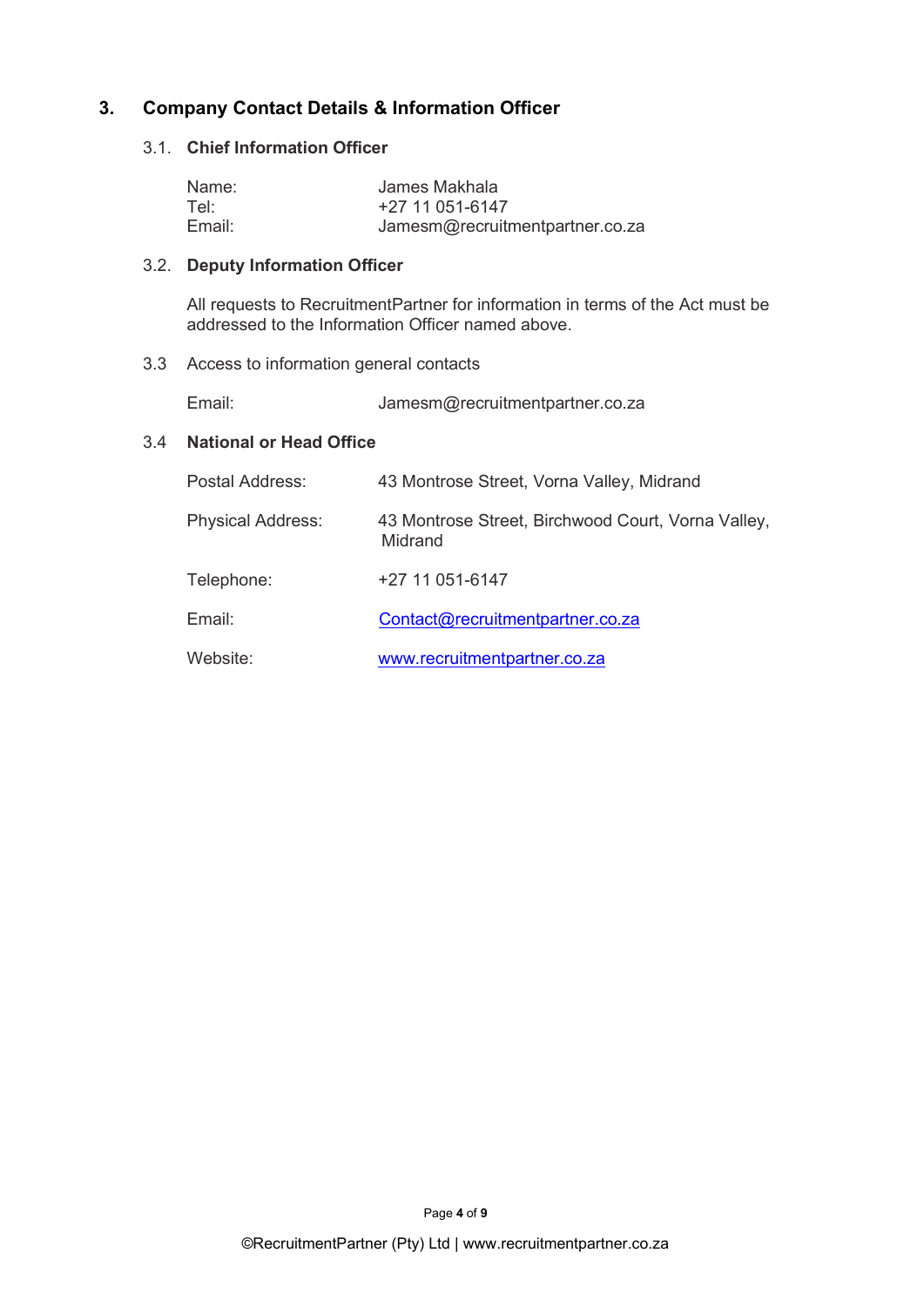## 3. Company Contact Details & Information Officer

### 3.1. Chief Information Officer

| | |
|---|---|
| Name: | James Makhala |
| Tel: | +27 11 051-6147 |
| Email: | Jamesm@recruitmentpartner.co.za |

### 3.2. Deputy Information Officer

All requests to RecruitmentPartner for information in terms of the Act must be addressed to the Information Officer named above.

### 3.3 Access to information general contacts

| | |
|---|---|
| Email: | Jamesm@recruitmentpartner.co.za |

### 3.4 National or Head Office

| | |
|---|---|
| Postal Address: | 43 Montrose Street, Vorna Valley, Midrand |
| Physical Address: | 43 Montrose Street, Birchwood Court, Vorna Valley, Midrand |
| Telephone: | +27 11 051-6147 |
| Email: | Contact@recruitmentpartner.co.za |
| Website: | www.recruitmentpartner.co.za |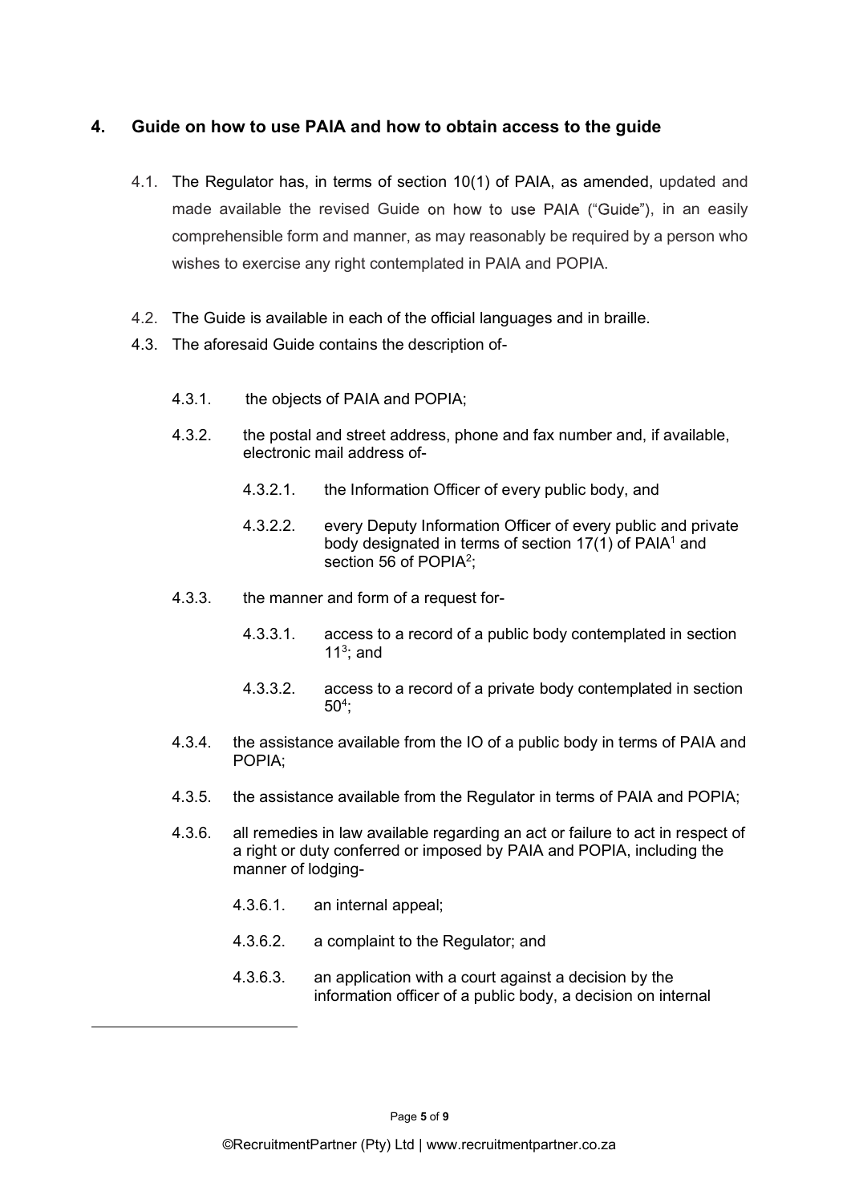## 4. Guide on how to use PAIA and how to obtain access to the guide

4.1. The Regulator has, in terms of section 10(1) of PAIA, as amended, updated and made available the revised Guide on how to use PAIA ("Guide"), in an easily comprehensible form and manner, as may reasonably be required by a person who wishes to exercise any right contemplated in PAIA and POPIA.

4.2. The Guide is available in each of the official languages and in braille.

4.3. The aforesaid Guide contains the description of-

- 4.3.1. the objects of PAIA and POPIA;
- 4.3.2. the postal and street address, phone and fax number and, if available, electronic mail address of-
  - 4.3.2.1. the Information Officer of every public body, and
  - 4.3.2.2. every Deputy Information Officer of every public and private body designated in terms of section 17(1) of PAIA[1] and section 56 of POPIA[2];
- 4.3.3. the manner and form of a request for-
  - 4.3.3.1. access to a record of a public body contemplated in section 11[3]; and
  - 4.3.3.2. access to a record of a private body contemplated in section 50[4];
- 4.3.4. the assistance available from the IO of a public body in terms of PAIA and POPIA;
- 4.3.5. the assistance available from the Regulator in terms of PAIA and POPIA;
- 4.3.6. all remedies in law available regarding an act or failure to act in respect of a right or duty conferred or imposed by PAIA and POPIA, including the manner of lodging-
  - 4.3.6.1. an internal appeal;
  - 4.3.6.2. a complaint to the Regulator; and
  - 4.3.6.3. an application with a court against a decision by the information officer of a public body, a decision on internal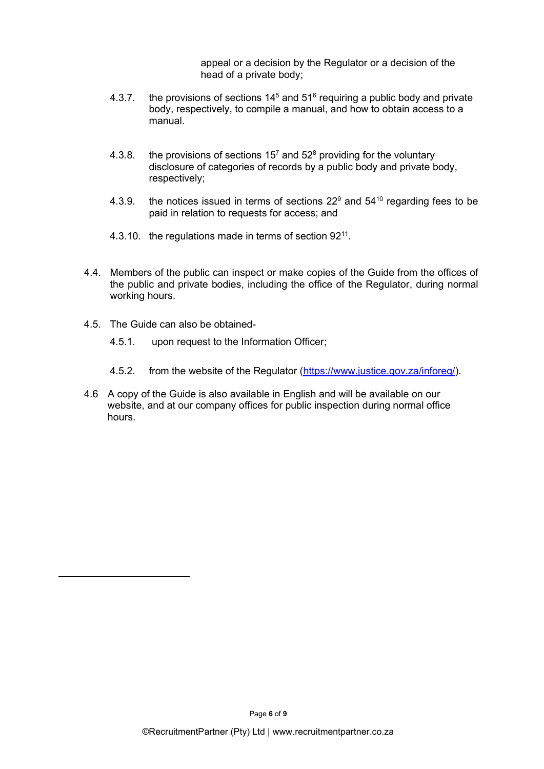appeal or a decision by the Regulator or a decision of the head of a private body;

4.3.7. the provisions of sections 14[5] and 51[6] requiring a public body and private body, respectively, to compile a manual, and how to obtain access to a manual.

4.3.8. the provisions of sections 15[7] and 52[8] providing for the voluntary disclosure of categories of records by a public body and private body, respectively;

4.3.9. the notices issued in terms of sections 22[9] and 54[10] regarding fees to be paid in relation to requests for access; and

4.3.10. the regulations made in terms of section 92[11].

4.4. Members of the public can inspect or make copies of the Guide from the offices of the public and private bodies, including the office of the Regulator, during normal working hours.

4.5. The Guide can also be obtained-

4.5.1. upon request to the Information Officer;

4.5.2. from the website of the Regulator ([https://www.justice.gov.za/inforeg/](https://www.justice.gov.za/inforeg/)).

4.6 A copy of the Guide is also available in English and will be available on our website, and at our company offices for public inspection during normal office hours.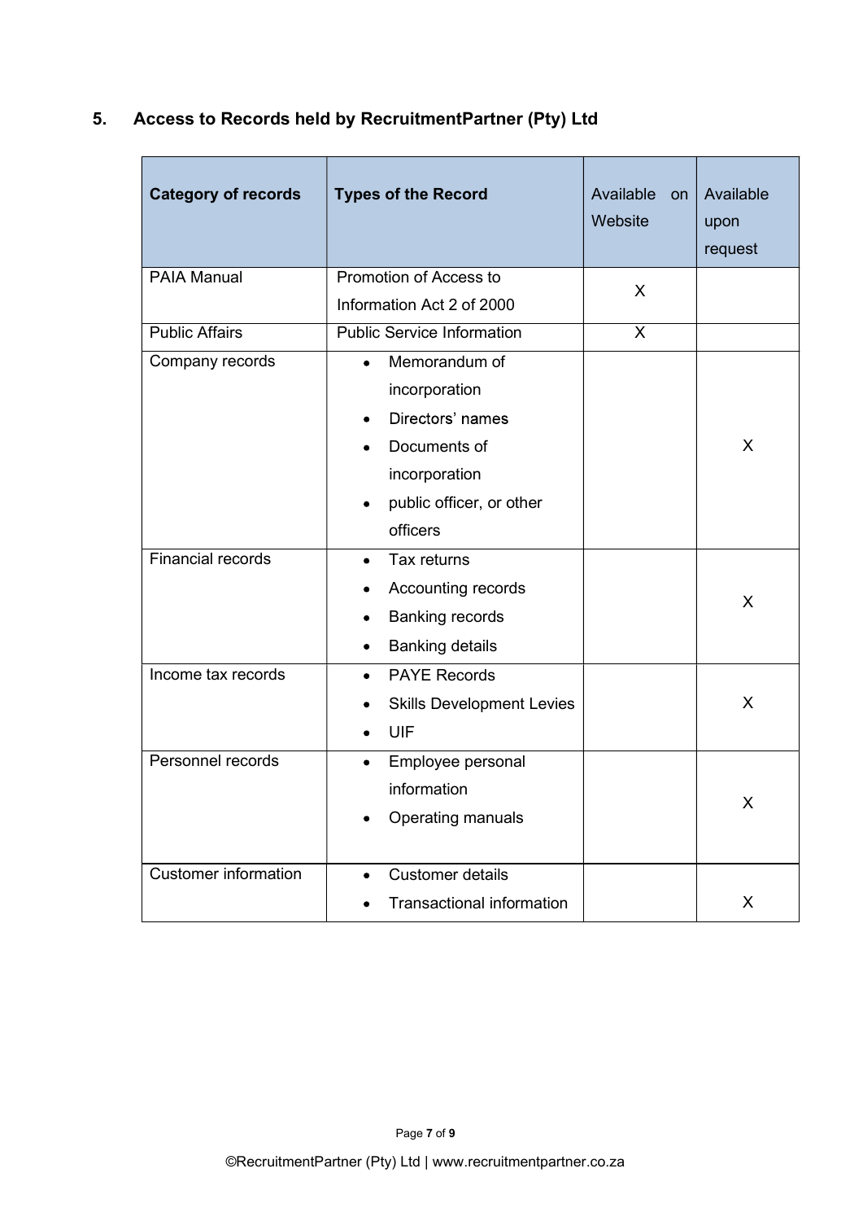## 5. Access to Records held by RecruitmentPartner (Pty) Ltd

| Category of records | Types of the Record | Available on Website | Available upon request |
|---|---|---|---|
| PAIA Manual | Promotion of Access to Information Act 2 of 2000 | X | |
| Public Affairs | Public Service Information | X | |
| Company records | • Memorandum of incorporation<br>• Directors' names<br>• Documents of incorporation<br>• public officer, or other officers | | X |
| Financial records | • Tax returns<br>• Accounting records<br>• Banking records<br>• Banking details | | X |
| Income tax records | • PAYE Records<br>• Skills Development Levies<br>• UIF | | X |
| Personnel records | • Employee personal information<br>• Operating manuals | | X |
| Customer information | • Customer details<br>• Transactional information | | X |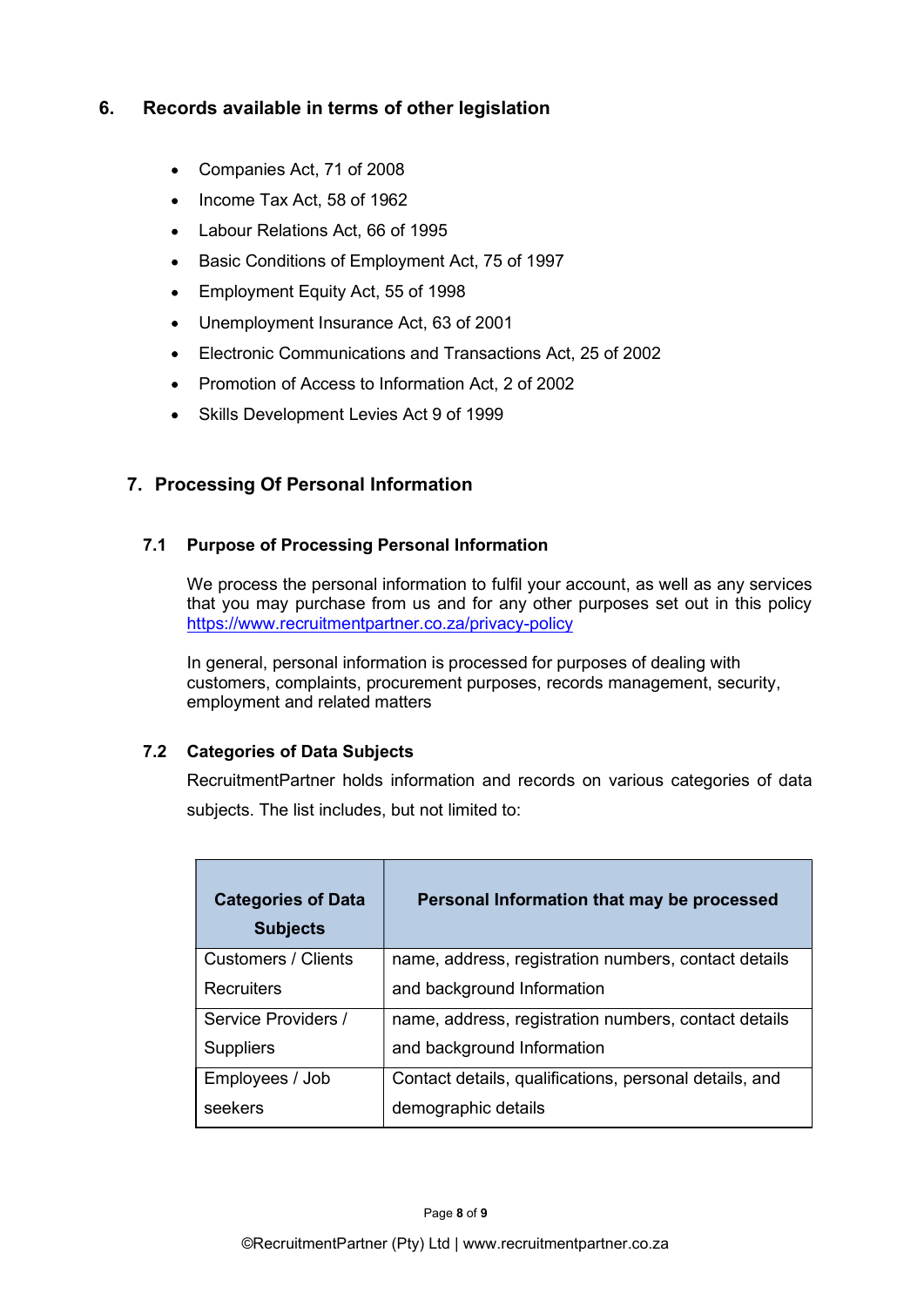## 6. Records available in terms of other legislation

- Companies Act, 71 of 2008
- Income Tax Act, 58 of 1962
- Labour Relations Act, 66 of 1995
- Basic Conditions of Employment Act, 75 of 1997
- Employment Equity Act, 55 of 1998
- Unemployment Insurance Act, 63 of 2001
- Electronic Communications and Transactions Act, 25 of 2002
- Promotion of Access to Information Act, 2 of 2002
- Skills Development Levies Act 9 of 1999

## 7. Processing Of Personal Information

### 7.1 Purpose of Processing Personal Information

We process the personal information to fulfil your account, as well as any services that you may purchase from us and for any other purposes set out in this policy https://www.recruitmentpartner.co.za/privacy-policy

In general, personal information is processed for purposes of dealing with customers, complaints, procurement purposes, records management, security, employment and related matters

### 7.2 Categories of Data Subjects

RecruitmentPartner holds information and records on various categories of data subjects. The list includes, but not limited to:

| Categories of Data Subjects | Personal Information that may be processed |
| --- | --- |
| Customers / Clients Recruiters | name, address, registration numbers, contact details and background Information |
| Service Providers / Suppliers | name, address, registration numbers, contact details and background Information |
| Employees / Job seekers | Contact details, qualifications, personal details, and demographic details |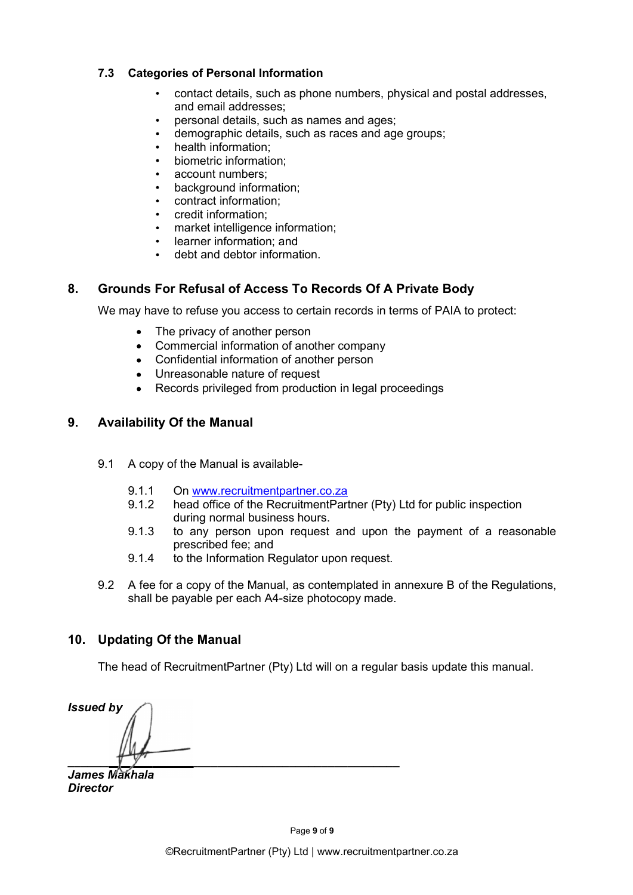### 7.3 Categories of Personal Information

- contact details, such as phone numbers, physical and postal addresses, and email addresses;
- personal details, such as names and ages;
- demographic details, such as races and age groups;
- health information;
- biometric information;
- account numbers;
- background information;
- contract information;
- credit information;
- market intelligence information;
- learner information; and
- debt and debtor information.

## 8. Grounds For Refusal of Access To Records Of A Private Body

We may have to refuse you access to certain records in terms of PAIA to protect:

- The privacy of another person
- Commercial information of another company
- Confidential information of another person
- Unreasonable nature of request
- Records privileged from production in legal proceedings

## 9. Availability Of the Manual

9.1 A copy of the Manual is available-

9.1.1 On www.recruitmentpartner.co.za

9.1.2 head office of the RecruitmentPartner (Pty) Ltd for public inspection during normal business hours.

9.1.3 to any person upon request and upon the payment of a reasonable prescribed fee; and

9.1.4 to the Information Regulator upon request.

9.2 A fee for a copy of the Manual, as contemplated in annexure B of the Regulations, shall be payable per each A4-size photocopy made.

## 10. Updating Of the Manual

The head of RecruitmentPartner (Pty) Ltd will on a regular basis update this manual.

***Issued by***

_______________________________________________

***James Makhala***
***Director***